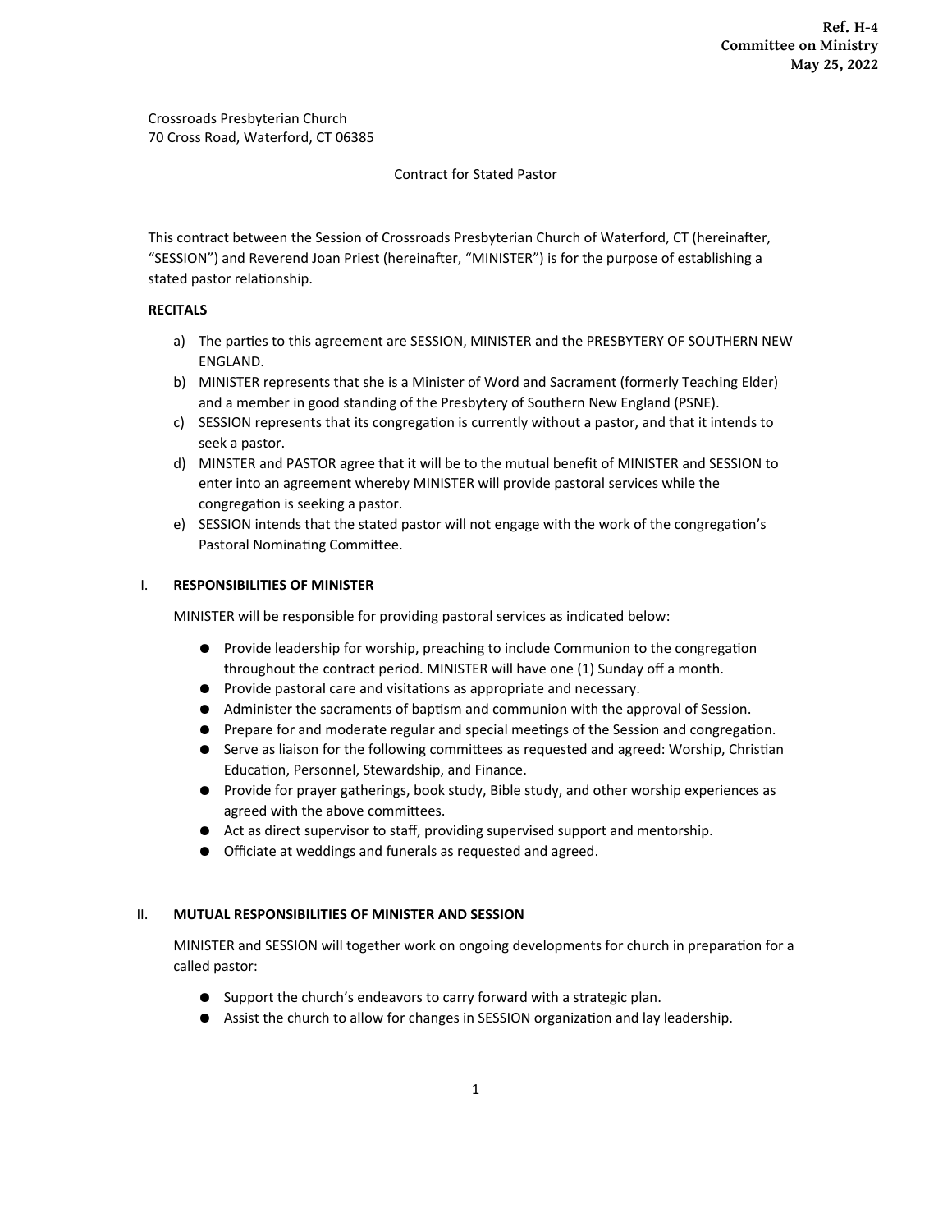**Ref. H-4**
**Committee on Ministry**
**May 25, 2022**

Crossroads Presbyterian Church
70 Cross Road, Waterford, CT 06385

Contract for Stated Pastor

This contract between the Session of Crossroads Presbyterian Church of Waterford, CT (hereinafter, "SESSION") and Reverend Joan Priest (hereinafter, "MINISTER") is for the purpose of establishing a stated pastor relationship.

**RECITALS**

a) The parties to this agreement are SESSION, MINISTER and the PRESBYTERY OF SOUTHERN NEW ENGLAND.
b) MINISTER represents that she is a Minister of Word and Sacrament (formerly Teaching Elder) and a member in good standing of the Presbytery of Southern New England (PSNE).
c) SESSION represents that its congregation is currently without a pastor, and that it intends to seek a pastor.
d) MINSTER and PASTOR agree that it will be to the mutual benefit of MINISTER and SESSION to enter into an agreement whereby MINISTER will provide pastoral services while the congregation is seeking a pastor.
e) SESSION intends that the stated pastor will not engage with the work of the congregation's Pastoral Nominating Committee.

I. **RESPONSIBILITIES OF MINISTER**

MINISTER will be responsible for providing pastoral services as indicated below:

- Provide leadership for worship, preaching to include Communion to the congregation throughout the contract period. MINISTER will have one (1) Sunday off a month.
- Provide pastoral care and visitations as appropriate and necessary.
- Administer the sacraments of baptism and communion with the approval of Session.
- Prepare for and moderate regular and special meetings of the Session and congregation.
- Serve as liaison for the following committees as requested and agreed: Worship, Christian Education, Personnel, Stewardship, and Finance.
- Provide for prayer gatherings, book study, Bible study, and other worship experiences as agreed with the above committees.
- Act as direct supervisor to staff, providing supervised support and mentorship.
- Officiate at weddings and funerals as requested and agreed.

II. **MUTUAL RESPONSIBILITIES OF MINISTER AND SESSION**

MINISTER and SESSION will together work on ongoing developments for church in preparation for a called pastor:

- Support the church's endeavors to carry forward with a strategic plan.
- Assist the church to allow for changes in SESSION organization and lay leadership.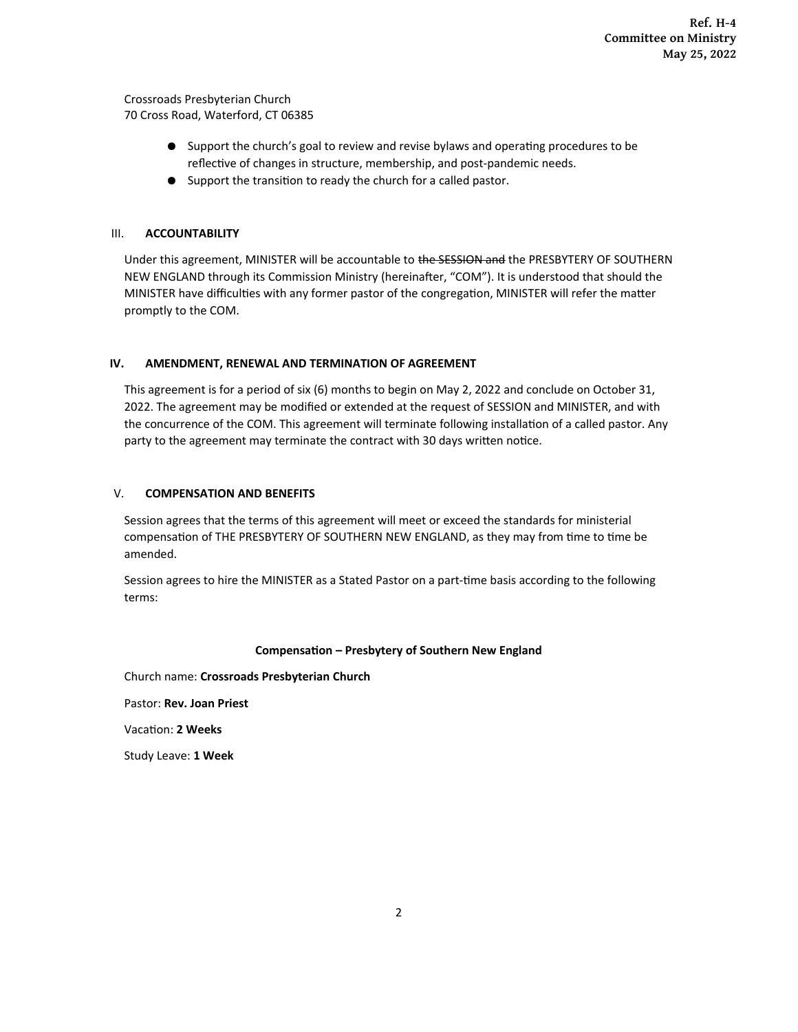Crossroads Presbyterian Church
70 Cross Road, Waterford, CT 06385

- Support the church's goal to review and revise bylaws and operating procedures to be reflective of changes in structure, membership, and post-pandemic needs.
- Support the transition to ready the church for a called pastor.

## III. ACCOUNTABILITY

Under this agreement, MINISTER will be accountable to ~~the SESSION and~~ the PRESBYTERY OF SOUTHERN NEW ENGLAND through its Commission Ministry (hereinafter, "COM"). It is understood that should the MINISTER have difficulties with any former pastor of the congregation, MINISTER will refer the matter promptly to the COM.

## IV. AMENDMENT, RENEWAL AND TERMINATION OF AGREEMENT

This agreement is for a period of six (6) months to begin on May 2, 2022 and conclude on October 31, 2022. The agreement may be modified or extended at the request of SESSION and MINISTER, and with the concurrence of the COM. This agreement will terminate following installation of a called pastor. Any party to the agreement may terminate the contract with 30 days written notice.

## V. COMPENSATION AND BENEFITS

Session agrees that the terms of this agreement will meet or exceed the standards for ministerial compensation of THE PRESBYTERY OF SOUTHERN NEW ENGLAND, as they may from time to time be amended.

Session agrees to hire the MINISTER as a Stated Pastor on a part-time basis according to the following terms:

**Compensation – Presbytery of Southern New England**

Church name: **Crossroads Presbyterian Church**

Pastor: **Rev. Joan Priest**

Vacation: **2 Weeks**

Study Leave: **1 Week**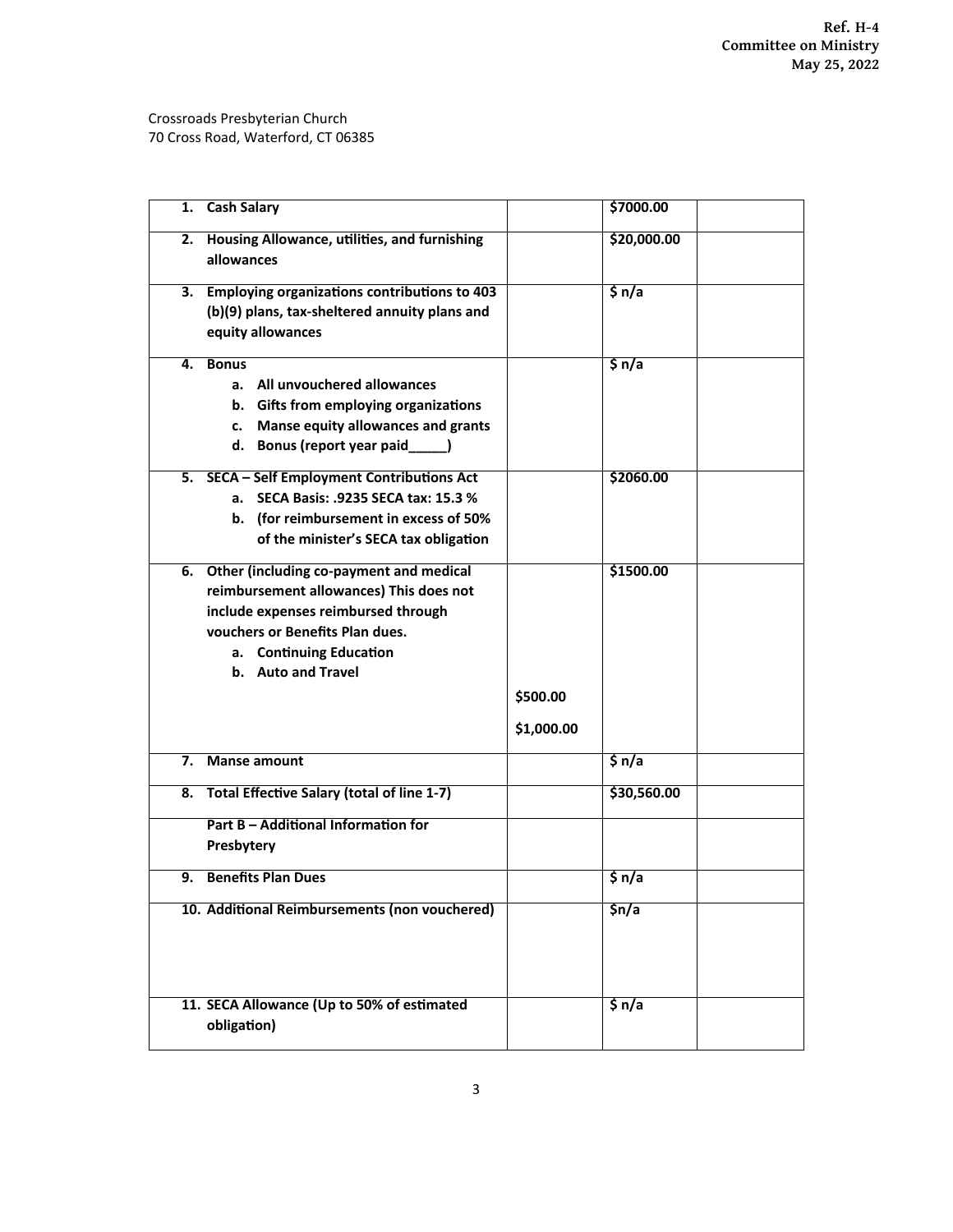Ref. H-4
Committee on Ministry
May 25, 2022

Crossroads Presbyterian Church
70 Cross Road, Waterford, CT 06385

| | | | |
|---|---|---|---|
| **1. Cash Salary** | | **$7000.00** | |
| **2. Housing Allowance, utilities, and furnishing allowances** | | **$20,000.00** | |
| **3. Employing organizations contributions to 403 (b)(9) plans, tax-sheltered annuity plans and equity allowances** | | **$ n/a** | |
| **4. Bonus**<br>**a. All unvouchered allowances**<br>**b. Gifts from employing organizations**<br>**c. Manse equity allowances and grants**<br>**d. Bonus (report year paid_____)** | | **$ n/a** | |
| **5. SECA – Self Employment Contributions Act**<br>**a. SECA Basis: .9235 SECA tax: 15.3 %**<br>**b. (for reimbursement in excess of 50% of the minister's SECA tax obligation** | | **$2060.00** | |
| **6. Other (including co-payment and medical reimbursement allowances) This does not include expenses reimbursed through vouchers or Benefits Plan dues.**<br>**a. Continuing Education**<br>**b. Auto and Travel** | **$500.00**<br>**$1,000.00** | **$1500.00** | |
| **7. Manse amount** | | **$ n/a** | |
| **8. Total Effective Salary (total of line 1-7)** | | **$30,560.00** | |
| **Part B – Additional Information for Presbytery** | | | |
| **9. Benefits Plan Dues** | | **$ n/a** | |
| **10. Additional Reimbursements (non vouchered)** | | **$n/a** | |
| **11. SECA Allowance (Up to 50% of estimated obligation)** | | **$ n/a** | |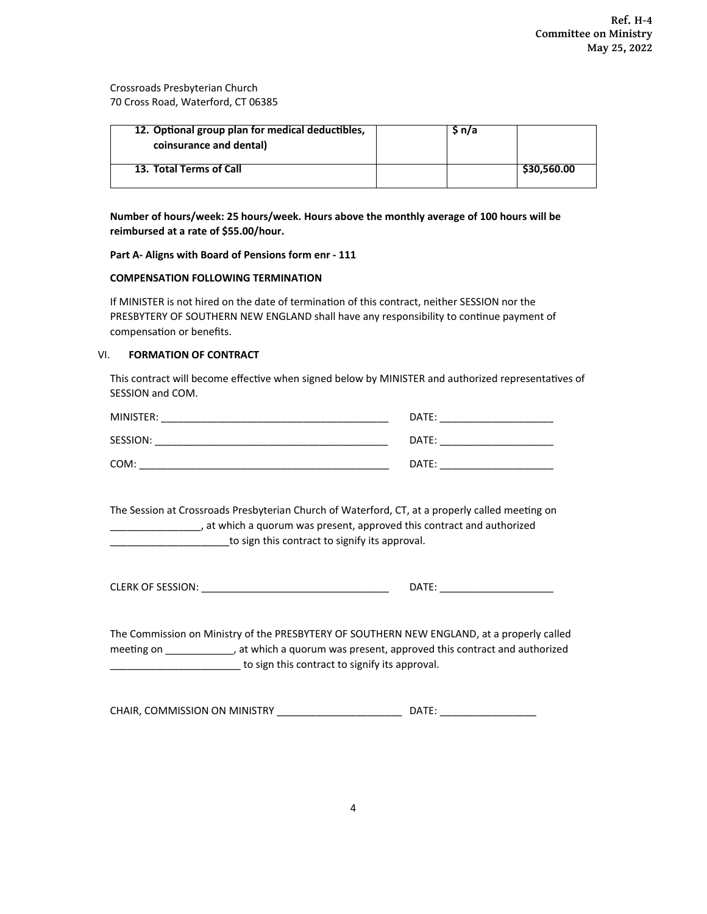Crossroads Presbyterian Church
70 Cross Road, Waterford, CT 06385

| | | | |
|---|---|---|---|
| **12. Optional group plan for medical deductibles, coinsurance and dental)** | | **$ n/a** | |
| **13. Total Terms of Call** | | | **$30,560.00** |

**Number of hours/week: 25 hours/week. Hours above the monthly average of 100 hours will be reimbursed at a rate of $55.00/hour.**

**Part A- Aligns with Board of Pensions form enr - 111**

**COMPENSATION FOLLOWING TERMINATION**

If MINISTER is not hired on the date of termination of this contract, neither SESSION nor the PRESBYTERY OF SOUTHERN NEW ENGLAND shall have any responsibility to continue payment of compensation or benefits.

## VI. FORMATION OF CONTRACT

This contract will become effective when signed below by MINISTER and authorized representatives of SESSION and COM.

MINISTER: _________________________________________ DATE: ____________________

SESSION: __________________________________________ DATE: ____________________

COM: _____________________________________________ DATE: ____________________

The Session at Crossroads Presbyterian Church of Waterford, CT, at a properly called meeting on ________________, at which a quorum was present, approved this contract and authorized _____________________to sign this contract to signify its approval.

CLERK OF SESSION: _________________________________ DATE: ____________________

The Commission on Ministry of the PRESBYTERY OF SOUTHERN NEW ENGLAND, at a properly called meeting on ____________, at which a quorum was present, approved this contract and authorized _______________________ to sign this contract to signify its approval.

CHAIR, COMMISSION ON MINISTRY ______________________ DATE: _________________